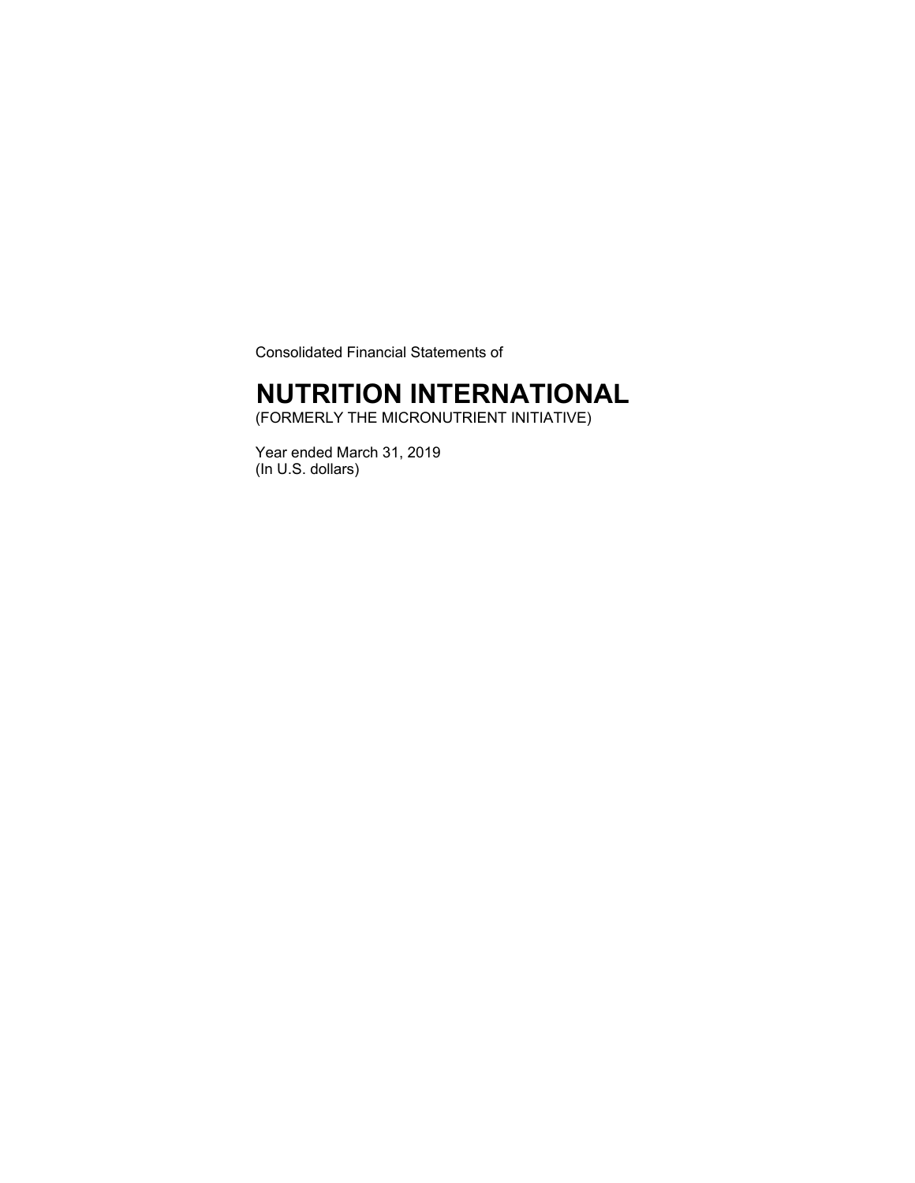Consolidated Financial Statements of

# NUTRITION INTERNATIONAL

(FORMERLY THE MICRONUTRIENT INITIATIVE)

Year ended March 31, 2019
(In U.S. dollars)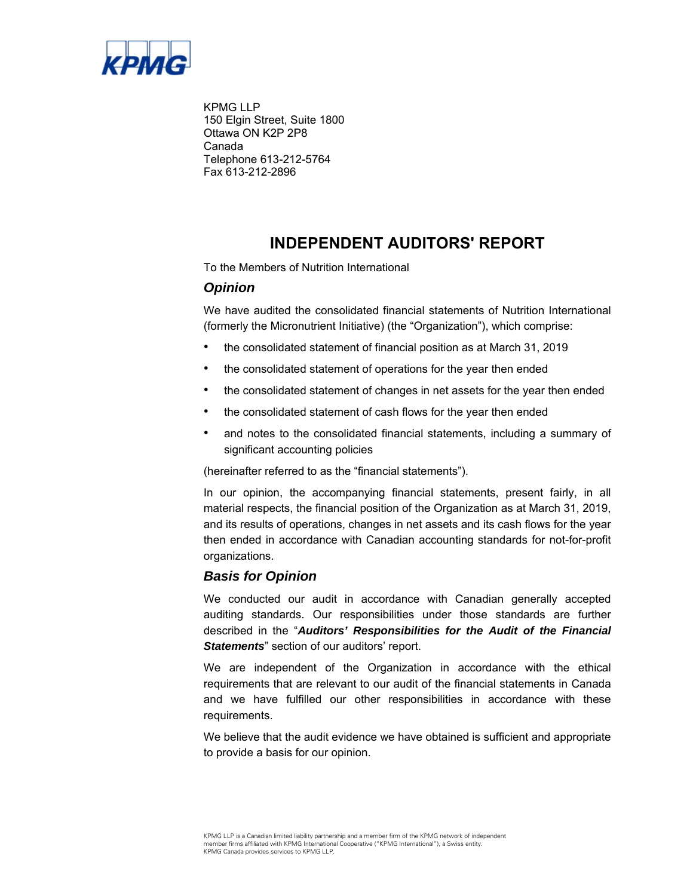KPMG LLP
150 Elgin Street, Suite 1800
Ottawa ON K2P 2P8
Canada
Telephone 613-212-5764
Fax 613-212-2896

# INDEPENDENT AUDITORS' REPORT

To the Members of Nutrition International

## *Opinion*

We have audited the consolidated financial statements of Nutrition International (formerly the Micronutrient Initiative) (the "Organization"), which comprise:

- the consolidated statement of financial position as at March 31, 2019
- the consolidated statement of operations for the year then ended
- the consolidated statement of changes in net assets for the year then ended
- the consolidated statement of cash flows for the year then ended
- and notes to the consolidated financial statements, including a summary of significant accounting policies

(hereinafter referred to as the "financial statements").

In our opinion, the accompanying financial statements, present fairly, in all material respects, the financial position of the Organization as at March 31, 2019, and its results of operations, changes in net assets and its cash flows for the year then ended in accordance with Canadian accounting standards for not-for-profit organizations.

## *Basis for Opinion*

We conducted our audit in accordance with Canadian generally accepted auditing standards. Our responsibilities under those standards are further described in the "***Auditors' Responsibilities for the Audit of the Financial Statements***" section of our auditors' report.

We are independent of the Organization in accordance with the ethical requirements that are relevant to our audit of the financial statements in Canada and we have fulfilled our other responsibilities in accordance with these requirements.

We believe that the audit evidence we have obtained is sufficient and appropriate to provide a basis for our opinion.

KPMG LLP is a Canadian limited liability partnership and a member firm of the KPMG network of independent member firms affiliated with KPMG International Cooperative ("KPMG International"), a Swiss entity. KPMG Canada provides services to KPMG LLP.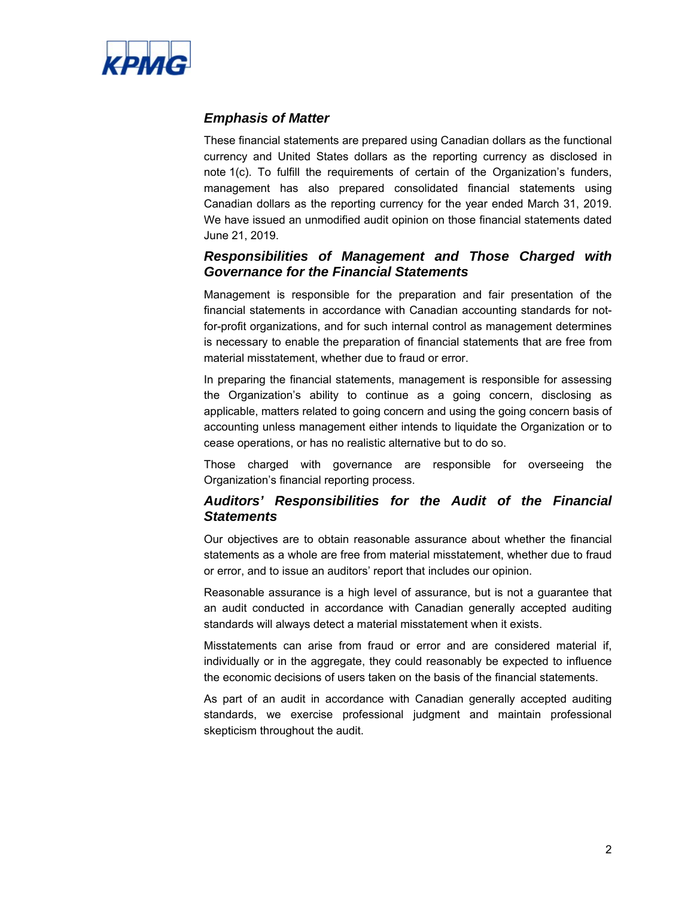### *Emphasis of Matter*

These financial statements are prepared using Canadian dollars as the functional currency and United States dollars as the reporting currency as disclosed in note 1(c). To fulfill the requirements of certain of the Organization's funders, management has also prepared consolidated financial statements using Canadian dollars as the reporting currency for the year ended March 31, 2019. We have issued an unmodified audit opinion on those financial statements dated June 21, 2019.

### *Responsibilities of Management and Those Charged with Governance for the Financial Statements*

Management is responsible for the preparation and fair presentation of the financial statements in accordance with Canadian accounting standards for not-for-profit organizations, and for such internal control as management determines is necessary to enable the preparation of financial statements that are free from material misstatement, whether due to fraud or error.

In preparing the financial statements, management is responsible for assessing the Organization's ability to continue as a going concern, disclosing as applicable, matters related to going concern and using the going concern basis of accounting unless management either intends to liquidate the Organization or to cease operations, or has no realistic alternative but to do so.

Those charged with governance are responsible for overseeing the Organization's financial reporting process.

### *Auditors' Responsibilities for the Audit of the Financial Statements*

Our objectives are to obtain reasonable assurance about whether the financial statements as a whole are free from material misstatement, whether due to fraud or error, and to issue an auditors' report that includes our opinion.

Reasonable assurance is a high level of assurance, but is not a guarantee that an audit conducted in accordance with Canadian generally accepted auditing standards will always detect a material misstatement when it exists.

Misstatements can arise from fraud or error and are considered material if, individually or in the aggregate, they could reasonably be expected to influence the economic decisions of users taken on the basis of the financial statements.

As part of an audit in accordance with Canadian generally accepted auditing standards, we exercise professional judgment and maintain professional skepticism throughout the audit.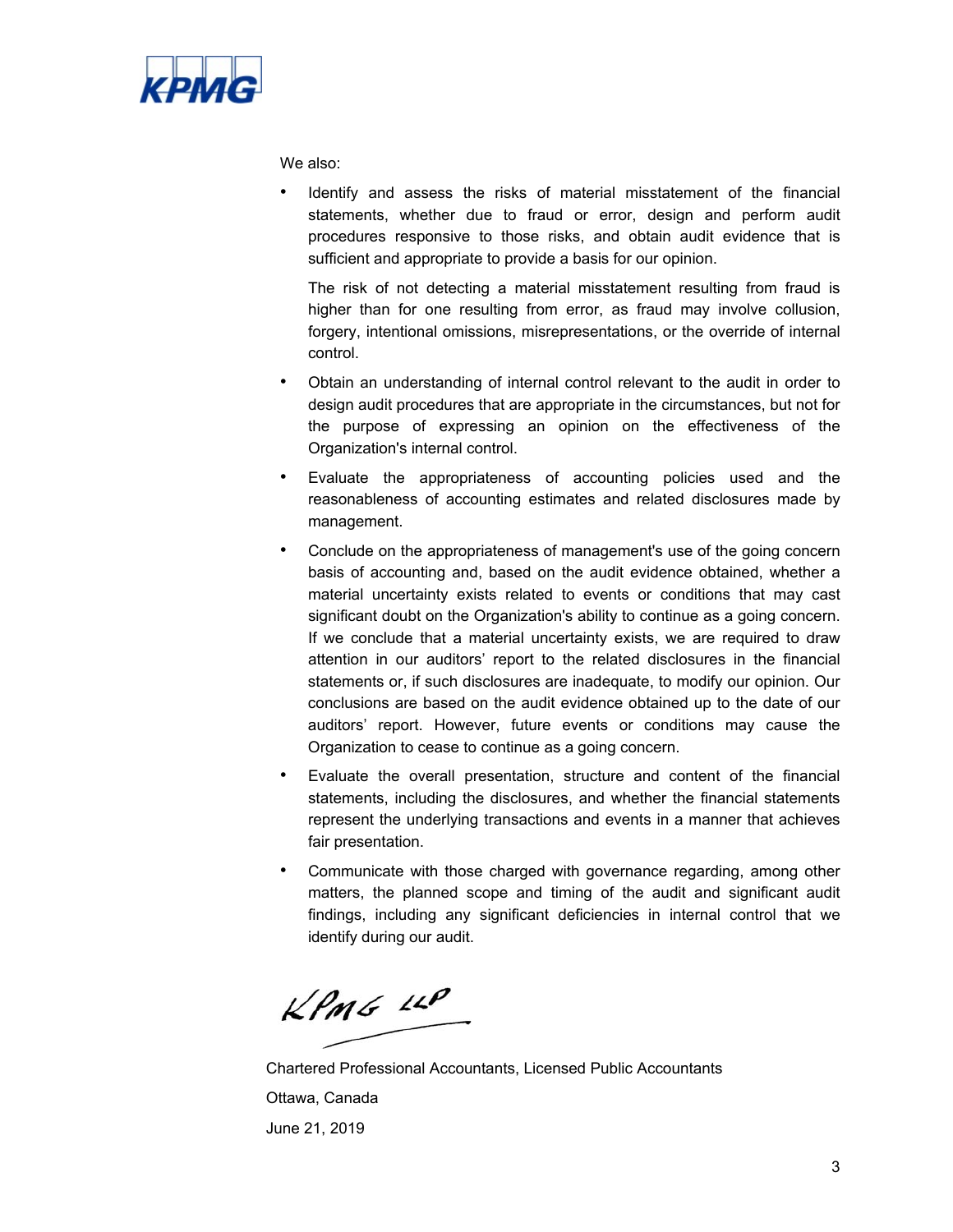We also:

- Identify and assess the risks of material misstatement of the financial statements, whether due to fraud or error, design and perform audit procedures responsive to those risks, and obtain audit evidence that is sufficient and appropriate to provide a basis for our opinion.

  The risk of not detecting a material misstatement resulting from fraud is higher than for one resulting from error, as fraud may involve collusion, forgery, intentional omissions, misrepresentations, or the override of internal control.

- Obtain an understanding of internal control relevant to the audit in order to design audit procedures that are appropriate in the circumstances, but not for the purpose of expressing an opinion on the effectiveness of the Organization's internal control.

- Evaluate the appropriateness of accounting policies used and the reasonableness of accounting estimates and related disclosures made by management.

- Conclude on the appropriateness of management's use of the going concern basis of accounting and, based on the audit evidence obtained, whether a material uncertainty exists related to events or conditions that may cast significant doubt on the Organization's ability to continue as a going concern. If we conclude that a material uncertainty exists, we are required to draw attention in our auditors' report to the related disclosures in the financial statements or, if such disclosures are inadequate, to modify our opinion. Our conclusions are based on the audit evidence obtained up to the date of our auditors' report. However, future events or conditions may cause the Organization to cease to continue as a going concern.

- Evaluate the overall presentation, structure and content of the financial statements, including the disclosures, and whether the financial statements represent the underlying transactions and events in a manner that achieves fair presentation.

- Communicate with those charged with governance regarding, among other matters, the planned scope and timing of the audit and significant audit findings, including any significant deficiencies in internal control that we identify during our audit.

KPMG LLP

Chartered Professional Accountants, Licensed Public Accountants

Ottawa, Canada

June 21, 2019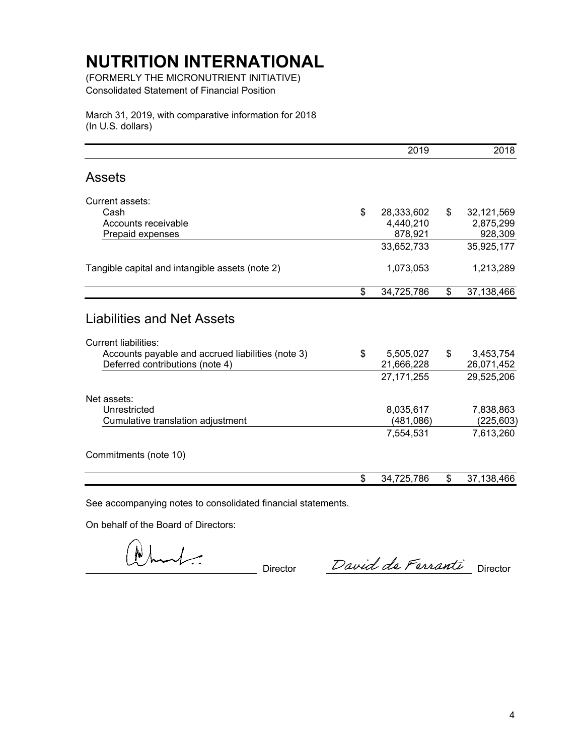# NUTRITION INTERNATIONAL

(FORMERLY THE MICRONUTRIENT INITIATIVE)
Consolidated Statement of Financial Position

March 31, 2019, with comparative information for 2018
(In U.S. dollars)

| | 2019 | 2018 |
|---|---|---|
| **Assets** | | |
| Current assets: | | |
| Cash | $ 28,333,602 | $ 32,121,569 |
| Accounts receivable | 4,440,210 | 2,875,299 |
| Prepaid expenses | 878,921 | 928,309 |
| | 33,652,733 | 35,925,177 |
| Tangible capital and intangible assets (note 2) | 1,073,053 | 1,213,289 |
| | $ 34,725,786 | $ 37,138,466 |
| **Liabilities and Net Assets** | | |
| Current liabilities: | | |
| Accounts payable and accrued liabilities (note 3) | $ 5,505,027 | $ 3,453,754 |
| Deferred contributions (note 4) | 21,666,228 | 26,071,452 |
| | 27,171,255 | 29,525,206 |
| Net assets: | | |
| Unrestricted | 8,035,617 | 7,838,863 |
| Cumulative translation adjustment | (481,086) | (225,603) |
| | 7,554,531 | 7,613,260 |
| Commitments (note 10) | | |
| | $ 34,725,786 | $ 37,138,466 |

See accompanying notes to consolidated financial statements.

On behalf of the Board of Directors:

\_\_\_\_\_\_\_\_\_\_\_\_\_\_\_\_ Director    David de Ferranti Director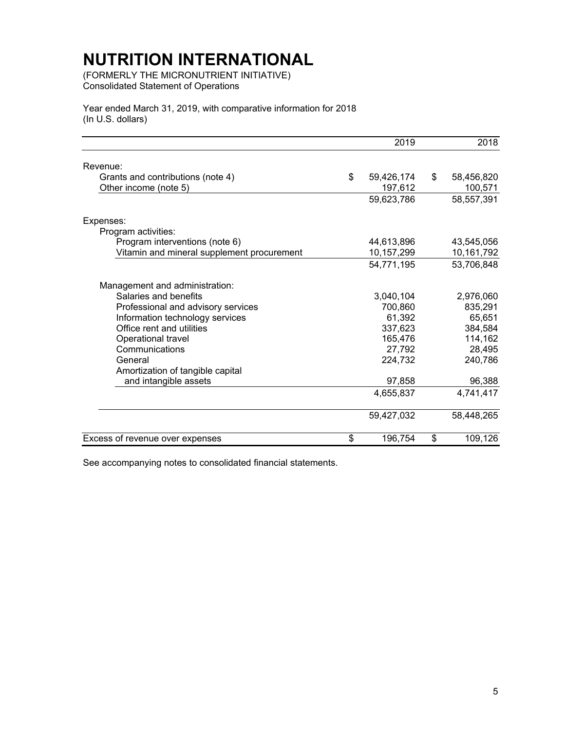# NUTRITION INTERNATIONAL

(FORMERLY THE MICRONUTRIENT INITIATIVE)
Consolidated Statement of Operations

Year ended March 31, 2019, with comparative information for 2018
(In U.S. dollars)

| | 2019 | 2018 |
|---|---|---|
| Revenue: | | |
| Grants and contributions (note 4) | $ 59,426,174 | $ 58,456,820 |
| Other income (note 5) | 197,612 | 100,571 |
| | 59,623,786 | 58,557,391 |
| Expenses: | | |
| Program activities: | | |
| Program interventions (note 6) | 44,613,896 | 43,545,056 |
| Vitamin and mineral supplement procurement | 10,157,299 | 10,161,792 |
| | 54,771,195 | 53,706,848 |
| Management and administration: | | |
| Salaries and benefits | 3,040,104 | 2,976,060 |
| Professional and advisory services | 700,860 | 835,291 |
| Information technology services | 61,392 | 65,651 |
| Office rent and utilities | 337,623 | 384,584 |
| Operational travel | 165,476 | 114,162 |
| Communications | 27,792 | 28,495 |
| General | 224,732 | 240,786 |
| Amortization of tangible capital and intangible assets | 97,858 | 96,388 |
| | 4,655,837 | 4,741,417 |
| | 59,427,032 | 58,448,265 |
| Excess of revenue over expenses | $ 196,754 | $ 109,126 |

See accompanying notes to consolidated financial statements.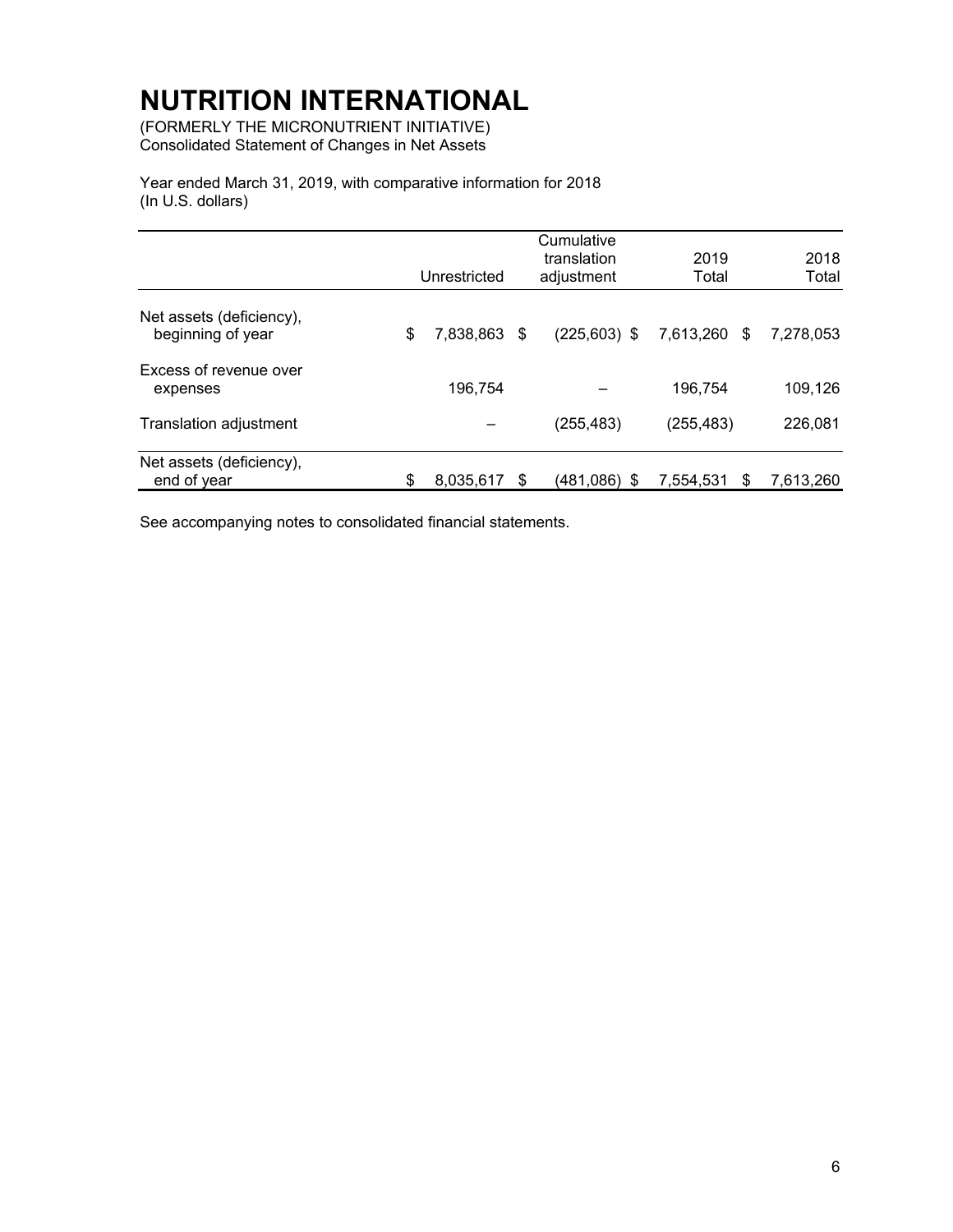# NUTRITION INTERNATIONAL

(FORMERLY THE MICRONUTRIENT INITIATIVE)
Consolidated Statement of Changes in Net Assets

Year ended March 31, 2019, with comparative information for 2018
(In U.S. dollars)

| | Unrestricted | Cumulative translation adjustment | 2019 Total | 2018 Total |
|---|---|---|---|---|
| Net assets (deficiency), beginning of year | $ 7,838,863 | $ (225,603) | $ 7,613,260 | $ 7,278,053 |
| Excess of revenue over expenses | 196,754 | – | 196,754 | 109,126 |
| Translation adjustment | – | (255,483) | (255,483) | 226,081 |
| Net assets (deficiency), end of year | $ 8,035,617 | $ (481,086) | $ 7,554,531 | $ 7,613,260 |

See accompanying notes to consolidated financial statements.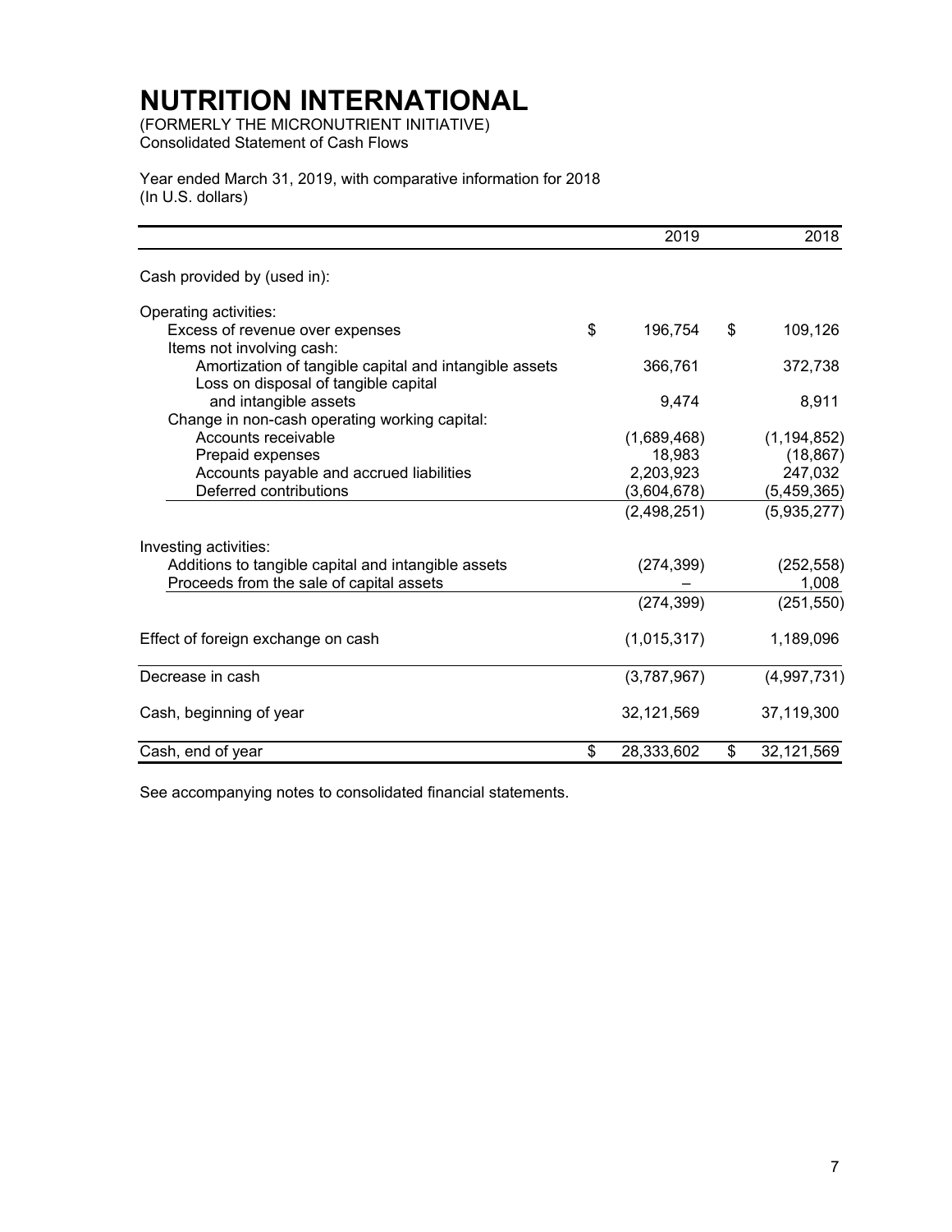# NUTRITION INTERNATIONAL

(FORMERLY THE MICRONUTRIENT INITIATIVE)
Consolidated Statement of Cash Flows

Year ended March 31, 2019, with comparative information for 2018
(In U.S. dollars)

| | 2019 | 2018 |
|---|---|---|
| Cash provided by (used in): | | |
| Operating activities: | | |
| Excess of revenue over expenses | $ 196,754 | $ 109,126 |
| Items not involving cash: | | |
| Amortization of tangible capital and intangible assets | 366,761 | 372,738 |
| Loss on disposal of tangible capital and intangible assets | 9,474 | 8,911 |
| Change in non-cash operating working capital: | | |
| Accounts receivable | (1,689,468) | (1,194,852) |
| Prepaid expenses | 18,983 | (18,867) |
| Accounts payable and accrued liabilities | 2,203,923 | 247,032 |
| Deferred contributions | (3,604,678) | (5,459,365) |
| | (2,498,251) | (5,935,277) |
| Investing activities: | | |
| Additions to tangible capital and intangible assets | (274,399) | (252,558) |
| Proceeds from the sale of capital assets | – | 1,008 |
| | (274,399) | (251,550) |
| Effect of foreign exchange on cash | (1,015,317) | 1,189,096 |
| Decrease in cash | (3,787,967) | (4,997,731) |
| Cash, beginning of year | 32,121,569 | 37,119,300 |
| Cash, end of year | $ 28,333,602 | $ 32,121,569 |

See accompanying notes to consolidated financial statements.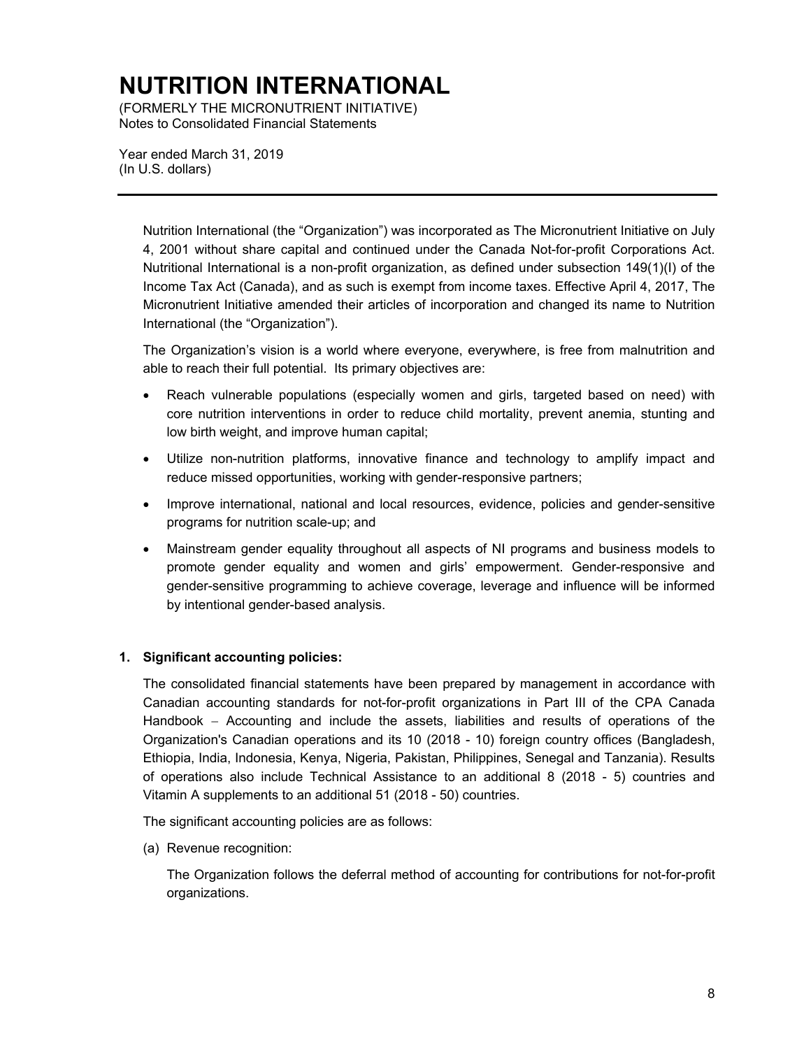Nutrition International (the "Organization") was incorporated as The Micronutrient Initiative on July 4, 2001 without share capital and continued under the Canada Not-for-profit Corporations Act. Nutritional International is a non-profit organization, as defined under subsection 149(1)(l) of the Income Tax Act (Canada), and as such is exempt from income taxes. Effective April 4, 2017, The Micronutrient Initiative amended their articles of incorporation and changed its name to Nutrition International (the "Organization").

The Organization's vision is a world where everyone, everywhere, is free from malnutrition and able to reach their full potential. Its primary objectives are:

- Reach vulnerable populations (especially women and girls, targeted based on need) with core nutrition interventions in order to reduce child mortality, prevent anemia, stunting and low birth weight, and improve human capital;
- Utilize non-nutrition platforms, innovative finance and technology to amplify impact and reduce missed opportunities, working with gender-responsive partners;
- Improve international, national and local resources, evidence, policies and gender-sensitive programs for nutrition scale-up; and
- Mainstream gender equality throughout all aspects of NI programs and business models to promote gender equality and women and girls' empowerment. Gender-responsive and gender-sensitive programming to achieve coverage, leverage and influence will be informed by intentional gender-based analysis.

## 1. Significant accounting policies:

The consolidated financial statements have been prepared by management in accordance with Canadian accounting standards for not-for-profit organizations in Part III of the CPA Canada Handbook – Accounting and include the assets, liabilities and results of operations of the Organization's Canadian operations and its 10 (2018 - 10) foreign country offices (Bangladesh, Ethiopia, India, Indonesia, Kenya, Nigeria, Pakistan, Philippines, Senegal and Tanzania). Results of operations also include Technical Assistance to an additional 8 (2018 - 5) countries and Vitamin A supplements to an additional 51 (2018 - 50) countries.

The significant accounting policies are as follows:

(a) Revenue recognition:

The Organization follows the deferral method of accounting for contributions for not-for-profit organizations.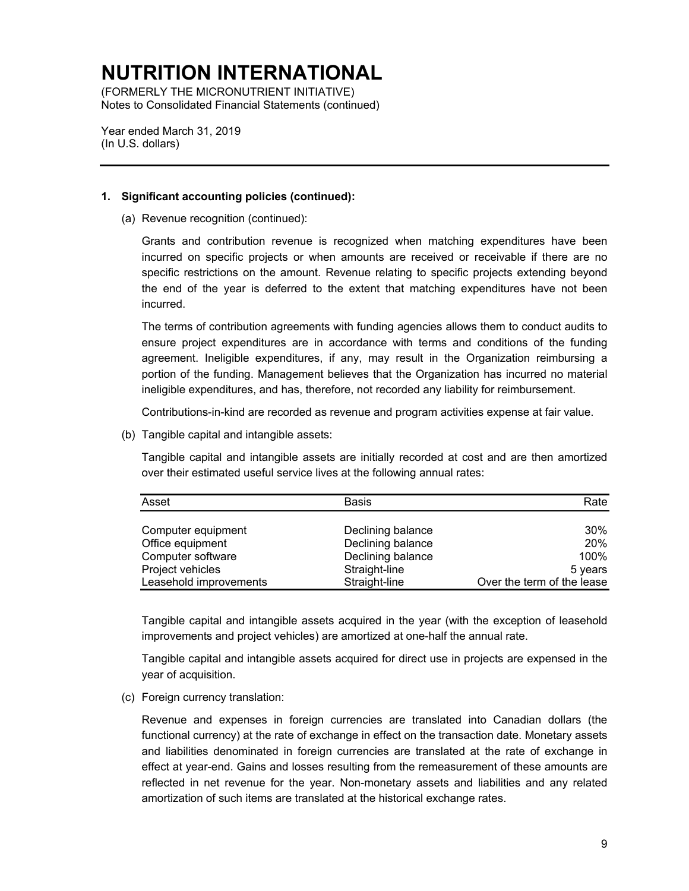# NUTRITION INTERNATIONAL

(FORMERLY THE MICRONUTRIENT INITIATIVE)
Notes to Consolidated Financial Statements (continued)

Year ended March 31, 2019
(In U.S. dollars)

**1. Significant accounting policies (continued):**

(a) Revenue recognition (continued):

Grants and contribution revenue is recognized when matching expenditures have been incurred on specific projects or when amounts are received or receivable if there are no specific restrictions on the amount. Revenue relating to specific projects extending beyond the end of the year is deferred to the extent that matching expenditures have not been incurred.

The terms of contribution agreements with funding agencies allows them to conduct audits to ensure project expenditures are in accordance with terms and conditions of the funding agreement. Ineligible expenditures, if any, may result in the Organization reimbursing a portion of the funding. Management believes that the Organization has incurred no material ineligible expenditures, and has, therefore, not recorded any liability for reimbursement.

Contributions-in-kind are recorded as revenue and program activities expense at fair value.

(b) Tangible capital and intangible assets:

Tangible capital and intangible assets are initially recorded at cost and are then amortized over their estimated useful service lives at the following annual rates:

| Asset | Basis | Rate |
|---|---|---|
| Computer equipment | Declining balance | 30% |
| Office equipment | Declining balance | 20% |
| Computer software | Declining balance | 100% |
| Project vehicles | Straight-line | 5 years |
| Leasehold improvements | Straight-line | Over the term of the lease |

Tangible capital and intangible assets acquired in the year (with the exception of leasehold improvements and project vehicles) are amortized at one-half the annual rate.

Tangible capital and intangible assets acquired for direct use in projects are expensed in the year of acquisition.

(c) Foreign currency translation:

Revenue and expenses in foreign currencies are translated into Canadian dollars (the functional currency) at the rate of exchange in effect on the transaction date. Monetary assets and liabilities denominated in foreign currencies are translated at the rate of exchange in effect at year-end. Gains and losses resulting from the remeasurement of these amounts are reflected in net revenue for the year. Non-monetary assets and liabilities and any related amortization of such items are translated at the historical exchange rates.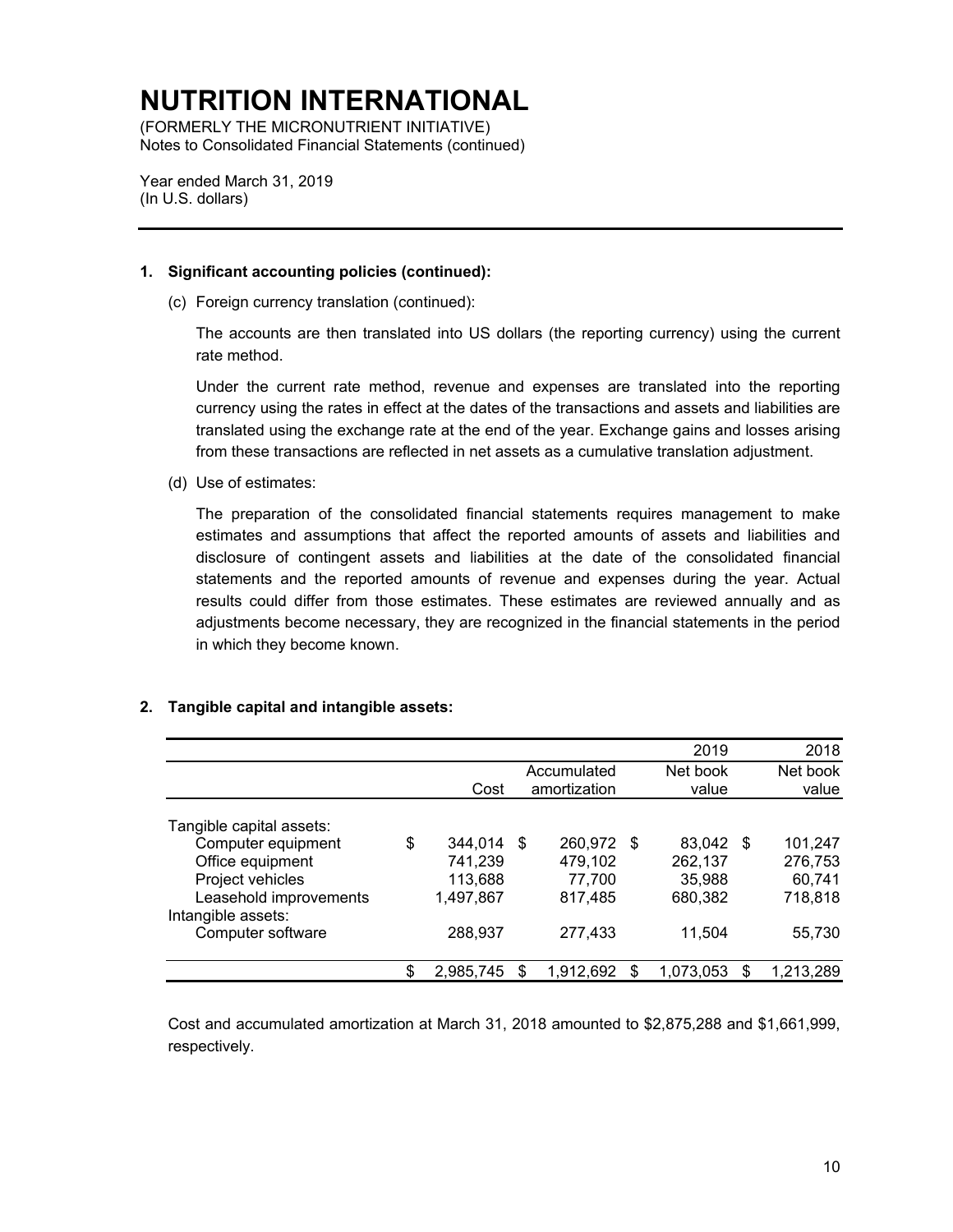# NUTRITION INTERNATIONAL

(FORMERLY THE MICRONUTRIENT INITIATIVE)
Notes to Consolidated Financial Statements (continued)

Year ended March 31, 2019
(In U.S. dollars)

**1. Significant accounting policies (continued):**

(c) Foreign currency translation (continued):

The accounts are then translated into US dollars (the reporting currency) using the current rate method.

Under the current rate method, revenue and expenses are translated into the reporting currency using the rates in effect at the dates of the transactions and assets and liabilities are translated using the exchange rate at the end of the year. Exchange gains and losses arising from these transactions are reflected in net assets as a cumulative translation adjustment.

(d) Use of estimates:

The preparation of the consolidated financial statements requires management to make estimates and assumptions that affect the reported amounts of assets and liabilities and disclosure of contingent assets and liabilities at the date of the consolidated financial statements and the reported amounts of revenue and expenses during the year. Actual results could differ from those estimates. These estimates are reviewed annually and as adjustments become necessary, they are recognized in the financial statements in the period in which they become known.

**2. Tangible capital and intangible assets:**

| | | | 2019 | 2018 |
|---|---|---|---|---|
| | Cost | Accumulated amortization | Net book value | Net book value |
| Tangible capital assets: | | | | |
| Computer equipment | $ 344,014 | $ 260,972 | $ 83,042 | $ 101,247 |
| Office equipment | 741,239 | 479,102 | 262,137 | 276,753 |
| Project vehicles | 113,688 | 77,700 | 35,988 | 60,741 |
| Leasehold improvements | 1,497,867 | 817,485 | 680,382 | 718,818 |
| Intangible assets: | | | | |
| Computer software | 288,937 | 277,433 | 11,504 | 55,730 |
| | $ 2,985,745 | $ 1,912,692 | $ 1,073,053 | $ 1,213,289 |

Cost and accumulated amortization at March 31, 2018 amounted to $2,875,288 and $1,661,999, respectively.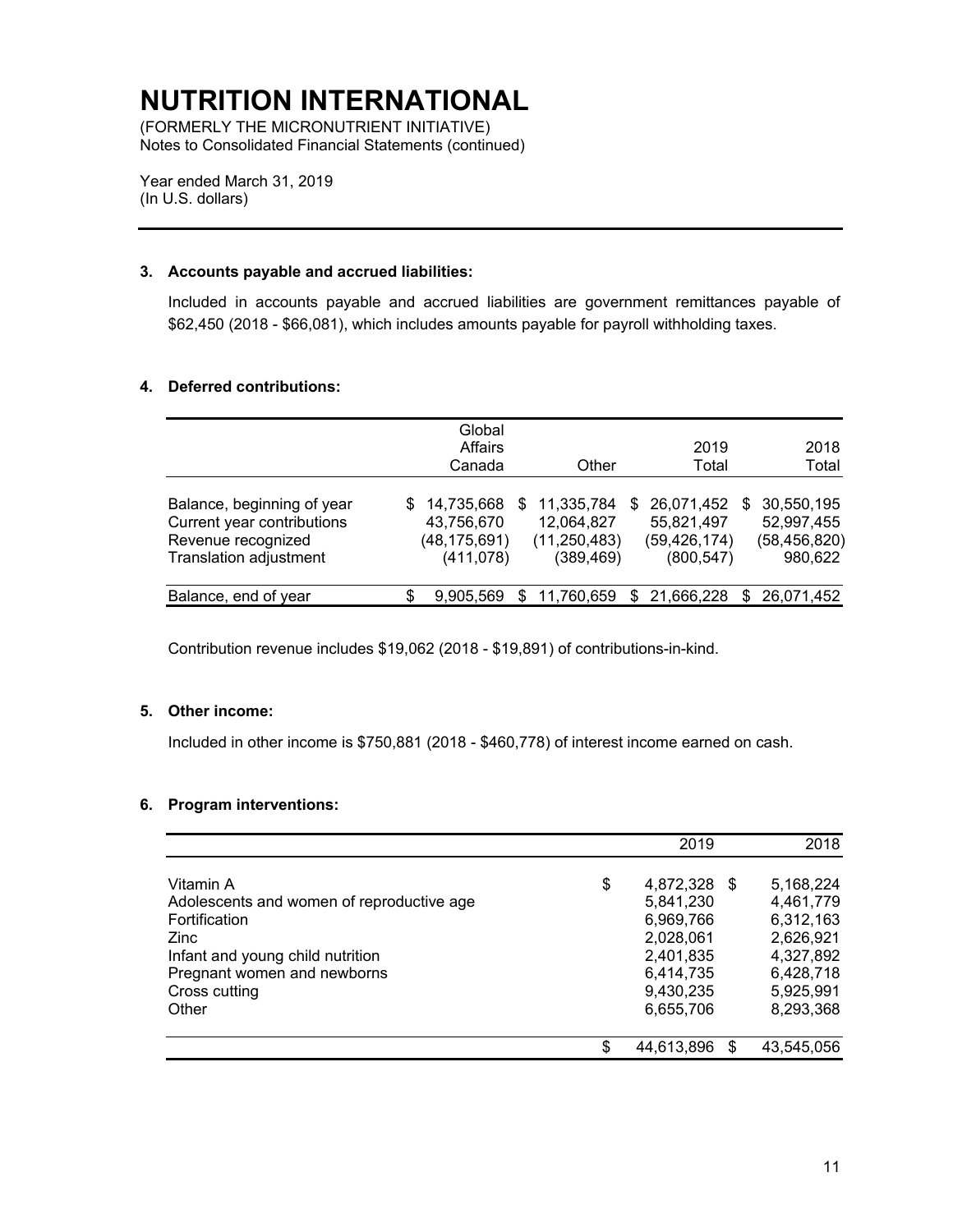# NUTRITION INTERNATIONAL

(FORMERLY THE MICRONUTRIENT INITIATIVE)
Notes to Consolidated Financial Statements (continued)

Year ended March 31, 2019
(In U.S. dollars)

## 3. Accounts payable and accrued liabilities:

Included in accounts payable and accrued liabilities are government remittances payable of $62,450 (2018 - $66,081), which includes amounts payable for payroll withholding taxes.

## 4. Deferred contributions:

| | Global Affairs Canada | Other | 2019 Total | 2018 Total |
|---|---|---|---|---|
| Balance, beginning of year | $ 14,735,668 | $ 11,335,784 | $ 26,071,452 | $ 30,550,195 |
| Current year contributions | 43,756,670 | 12,064,827 | 55,821,497 | 52,997,455 |
| Revenue recognized | (48,175,691) | (11,250,483) | (59,426,174) | (58,456,820) |
| Translation adjustment | (411,078) | (389,469) | (800,547) | 980,622 |
| Balance, end of year | $ 9,905,569 | $ 11,760,659 | $ 21,666,228 | $ 26,071,452 |

Contribution revenue includes $19,062 (2018 - $19,891) of contributions-in-kind.

## 5. Other income:

Included in other income is $750,881 (2018 - $460,778) of interest income earned on cash.

## 6. Program interventions:

| | 2019 | 2018 |
|---|---|---|
| Vitamin A | $ 4,872,328 | $ 5,168,224 |
| Adolescents and women of reproductive age | 5,841,230 | 4,461,779 |
| Fortification | 6,969,766 | 6,312,163 |
| Zinc | 2,028,061 | 2,626,921 |
| Infant and young child nutrition | 2,401,835 | 4,327,892 |
| Pregnant women and newborns | 6,414,735 | 6,428,718 |
| Cross cutting | 9,430,235 | 5,925,991 |
| Other | 6,655,706 | 8,293,368 |
| | $ 44,613,896 | $ 43,545,056 |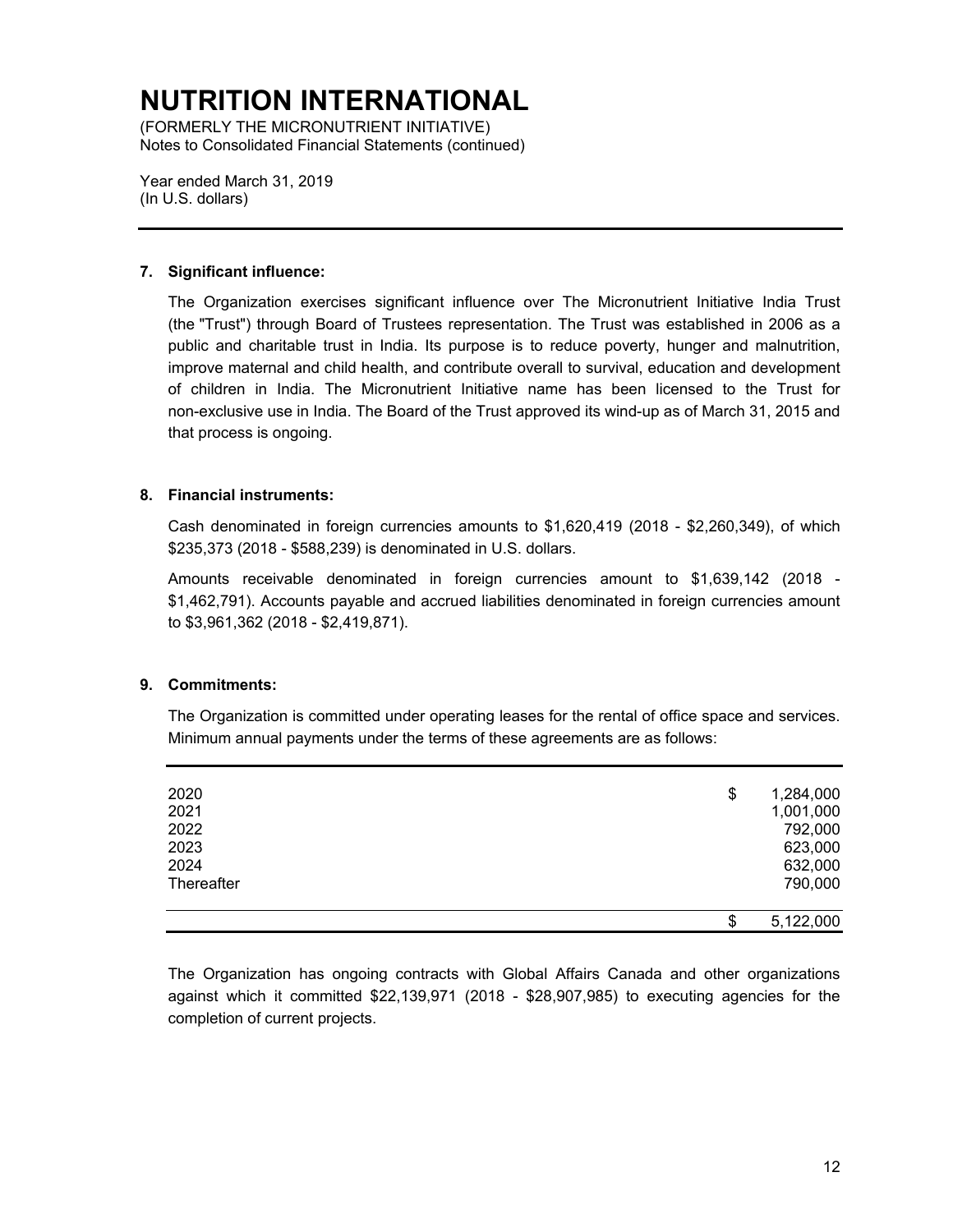# NUTRITION INTERNATIONAL

(FORMERLY THE MICRONUTRIENT INITIATIVE)
Notes to Consolidated Financial Statements (continued)

Year ended March 31, 2019
(In U.S. dollars)

---

## 7. Significant influence:

The Organization exercises significant influence over The Micronutrient Initiative India Trust (the "Trust") through Board of Trustees representation. The Trust was established in 2006 as a public and charitable trust in India. Its purpose is to reduce poverty, hunger and malnutrition, improve maternal and child health, and contribute overall to survival, education and development of children in India. The Micronutrient Initiative name has been licensed to the Trust for non-exclusive use in India. The Board of the Trust approved its wind-up as of March 31, 2015 and that process is ongoing.

## 8. Financial instruments:

Cash denominated in foreign currencies amounts to $1,620,419 (2018 - $2,260,349), of which $235,373 (2018 - $588,239) is denominated in U.S. dollars.

Amounts receivable denominated in foreign currencies amount to $1,639,142 (2018 - $1,462,791). Accounts payable and accrued liabilities denominated in foreign currencies amount to $3,961,362 (2018 - $2,419,871).

## 9. Commitments:

The Organization is committed under operating leases for the rental of office space and services. Minimum annual payments under the terms of these agreements are as follows:

| | | |
|---|---|---|
| 2020 | $ | 1,284,000 |
| 2021 | | 1,001,000 |
| 2022 | | 792,000 |
| 2023 | | 623,000 |
| 2024 | | 632,000 |
| Thereafter | | 790,000 |
| | $ | 5,122,000 |

The Organization has ongoing contracts with Global Affairs Canada and other organizations against which it committed $22,139,971 (2018 - $28,907,985) to executing agencies for the completion of current projects.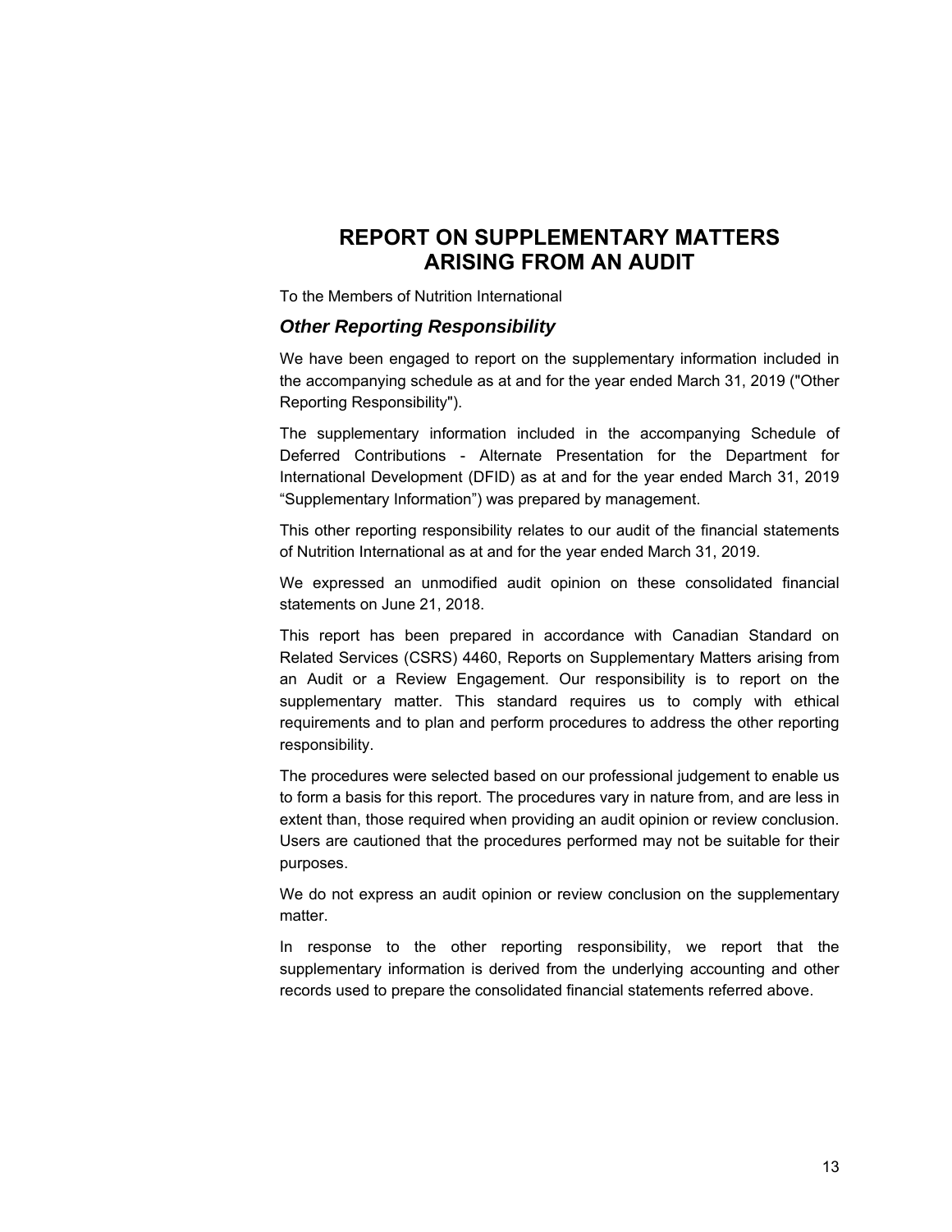# REPORT ON SUPPLEMENTARY MATTERS ARISING FROM AN AUDIT

To the Members of Nutrition International

## *Other Reporting Responsibility*

We have been engaged to report on the supplementary information included in the accompanying schedule as at and for the year ended March 31, 2019 ("Other Reporting Responsibility").

The supplementary information included in the accompanying Schedule of Deferred Contributions - Alternate Presentation for the Department for International Development (DFID) as at and for the year ended March 31, 2019 “Supplementary Information”) was prepared by management.

This other reporting responsibility relates to our audit of the financial statements of Nutrition International as at and for the year ended March 31, 2019.

We expressed an unmodified audit opinion on these consolidated financial statements on June 21, 2018.

This report has been prepared in accordance with Canadian Standard on Related Services (CSRS) 4460, Reports on Supplementary Matters arising from an Audit or a Review Engagement. Our responsibility is to report on the supplementary matter. This standard requires us to comply with ethical requirements and to plan and perform procedures to address the other reporting responsibility.

The procedures were selected based on our professional judgement to enable us to form a basis for this report. The procedures vary in nature from, and are less in extent than, those required when providing an audit opinion or review conclusion. Users are cautioned that the procedures performed may not be suitable for their purposes.

We do not express an audit opinion or review conclusion on the supplementary matter.

In response to the other reporting responsibility, we report that the supplementary information is derived from the underlying accounting and other records used to prepare the consolidated financial statements referred above.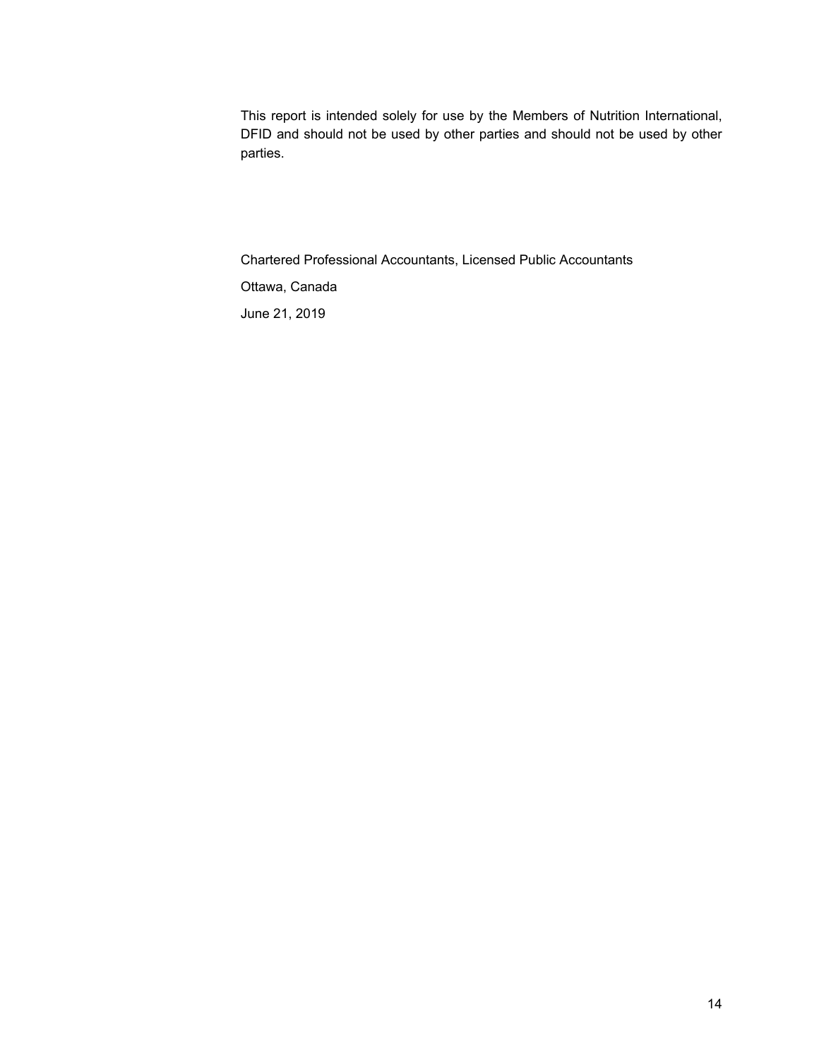This report is intended solely for use by the Members of Nutrition International, DFID and should not be used by other parties and should not be used by other parties.

Chartered Professional Accountants, Licensed Public Accountants

Ottawa, Canada

June 21, 2019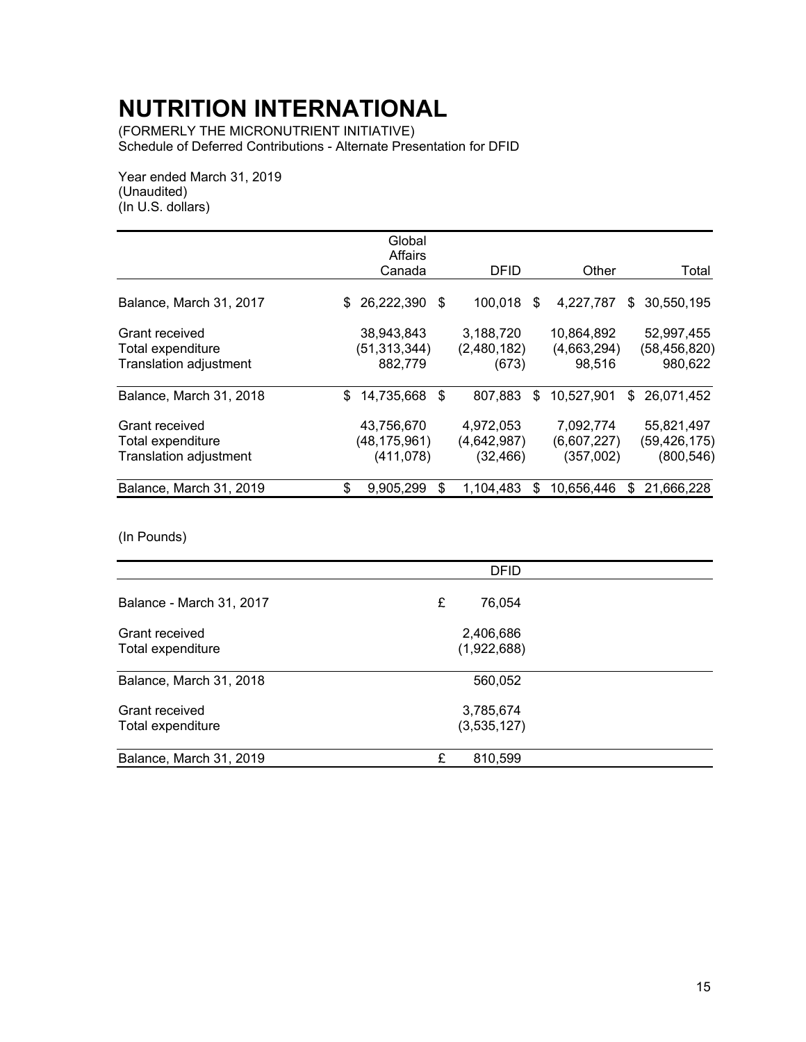# NUTRITION INTERNATIONAL

(FORMERLY THE MICRONUTRIENT INITIATIVE)
Schedule of Deferred Contributions - Alternate Presentation for DFID

Year ended March 31, 2019
(Unaudited)
(In U.S. dollars)

| | Global Affairs Canada | DFID | Other | Total |
|---|---|---|---|---|
| Balance, March 31, 2017 | $ 26,222,390 | $ 100,018 | $ 4,227,787 | $ 30,550,195 |
| Grant received | 38,943,843 | 3,188,720 | 10,864,892 | 52,997,455 |
| Total expenditure | (51,313,344) | (2,480,182) | (4,663,294) | (58,456,820) |
| Translation adjustment | 882,779 | (673) | 98,516 | 980,622 |
| Balance, March 31, 2018 | $ 14,735,668 | $ 807,883 | $ 10,527,901 | $ 26,071,452 |
| Grant received | 43,756,670 | 4,972,053 | 7,092,774 | 55,821,497 |
| Total expenditure | (48,175,961) | (4,642,987) | (6,607,227) | (59,426,175) |
| Translation adjustment | (411,078) | (32,466) | (357,002) | (800,546) |
| Balance, March 31, 2019 | $ 9,905,299 | $ 1,104,483 | $ 10,656,446 | $ 21,666,228 |

(In Pounds)

| | DFID |
|---|---|
| Balance - March 31, 2017 | £ 76,054 |
| Grant received | 2,406,686 |
| Total expenditure | (1,922,688) |
| Balance, March 31, 2018 | 560,052 |
| Grant received | 3,785,674 |
| Total expenditure | (3,535,127) |
| Balance, March 31, 2019 | £ 810,599 |